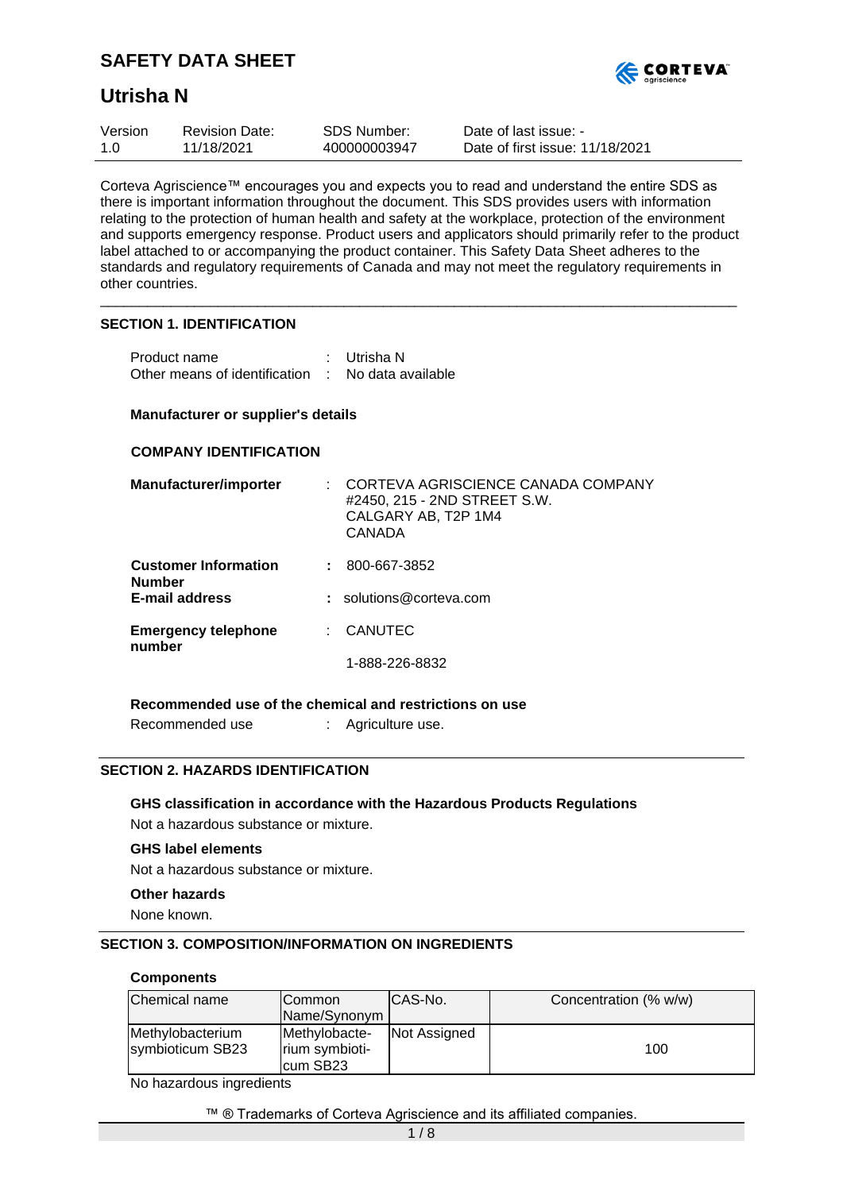# SAFETY DATA SHEET

# Utrisha N

| Version | Revision Date: | SDS Number: | Date of last issue: - |
|---|---|---|---|
| 1.0 | 11/18/2021 | 400000003947 | Date of first issue: 11/18/2021 |

Corteva Agriscience™ encourages you and expects you to read and understand the entire SDS as there is important information throughout the document. This SDS provides users with information relating to the protection of human health and safety at the workplace, protection of the environment and supports emergency response. Product users and applicators should primarily refer to the product label attached to or accompanying the product container. This Safety Data Sheet adheres to the standards and regulatory requirements of Canada and may not meet the regulatory requirements in other countries.

## SECTION 1. IDENTIFICATION

Product name : Utrisha N

Other means of identification : No data available

### Manufacturer or supplier's details

### COMPANY IDENTIFICATION

**Manufacturer/importer** : CORTEVA AGRISCIENCE CANADA COMPANY
#2450, 215 - 2ND STREET S.W.
CALGARY AB, T2P 1M4
CANADA

**Customer Information Number** : 800-667-3852

**E-mail address** : solutions@corteva.com

**Emergency telephone number** : CANUTEC

1-888-226-8832

### Recommended use of the chemical and restrictions on use

Recommended use : Agriculture use.

## SECTION 2. HAZARDS IDENTIFICATION

### GHS classification in accordance with the Hazardous Products Regulations

Not a hazardous substance or mixture.

### GHS label elements

Not a hazardous substance or mixture.

### Other hazards

None known.

## SECTION 3. COMPOSITION/INFORMATION ON INGREDIENTS

### Components

| Chemical name | Common Name/Synonym | CAS-No. | Concentration (% w/w) |
|---|---|---|---|
| Methylobacterium symbioticum SB23 | Methylobacterium symbioticum SB23 | Not Assigned | 100 |

No hazardous ingredients

™ ® Trademarks of Corteva Agriscience and its affiliated companies.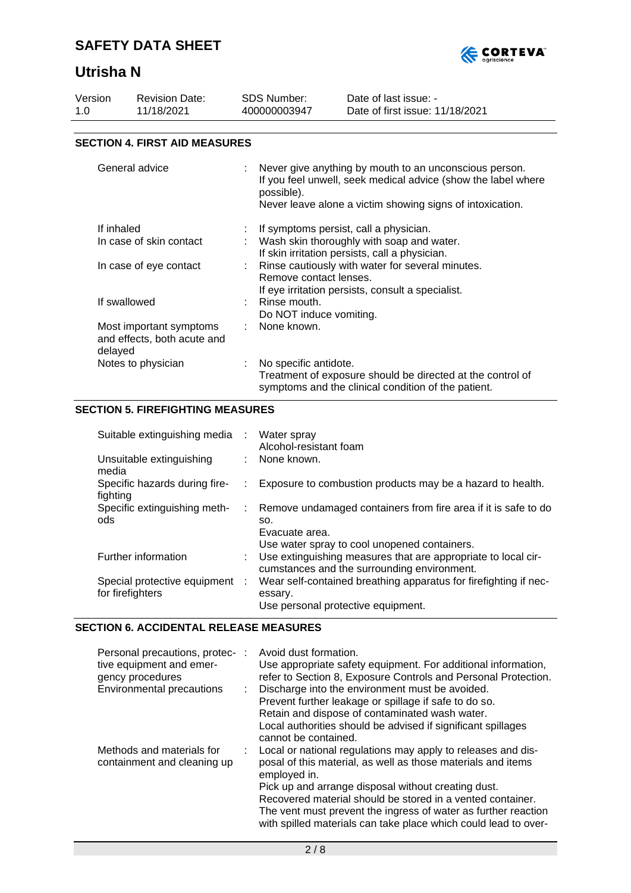## SECTION 4. FIRST AID MEASURES

| | |
|---|---|
| General advice | Never give anything by mouth to an unconscious person.<br>If you feel unwell, seek medical advice (show the label where possible).<br>Never leave alone a victim showing signs of intoxication. |
| If inhaled | If symptoms persist, call a physician. |
| In case of skin contact | Wash skin thoroughly with soap and water.<br>If skin irritation persists, call a physician. |
| In case of eye contact | Rinse cautiously with water for several minutes.<br>Remove contact lenses.<br>If eye irritation persists, consult a specialist. |
| If swallowed | Rinse mouth.<br>Do NOT induce vomiting. |
| Most important symptoms and effects, both acute and delayed | None known. |
| Notes to physician | No specific antidote.<br>Treatment of exposure should be directed at the control of symptoms and the clinical condition of the patient. |

## SECTION 5. FIREFIGHTING MEASURES

| | |
|---|---|
| Suitable extinguishing media | Water spray<br>Alcohol-resistant foam |
| Unsuitable extinguishing media | None known. |
| Specific hazards during firefighting | Exposure to combustion products may be a hazard to health. |
| Specific extinguishing methods | Remove undamaged containers from fire area if it is safe to do so.<br>Evacuate area.<br>Use water spray to cool unopened containers. |
| Further information | Use extinguishing measures that are appropriate to local circumstances and the surrounding environment. |
| Special protective equipment for firefighters | Wear self-contained breathing apparatus for firefighting if necessary.<br>Use personal protective equipment. |

## SECTION 6. ACCIDENTAL RELEASE MEASURES

| | |
|---|---|
| Personal precautions, protective equipment and emergency procedures | Avoid dust formation.<br>Use appropriate safety equipment. For additional information, refer to Section 8, Exposure Controls and Personal Protection. |
| Environmental precautions | Discharge into the environment must be avoided.<br>Prevent further leakage or spillage if safe to do so.<br>Retain and dispose of contaminated wash water.<br>Local authorities should be advised if significant spillages cannot be contained. |
| Methods and materials for containment and cleaning up | Local or national regulations may apply to releases and disposal of this material, as well as those materials and items employed in.<br>Pick up and arrange disposal without creating dust.<br>Recovered material should be stored in a vented container.<br>The vent must prevent the ingress of water as further reaction with spilled materials can take place which could lead to over- |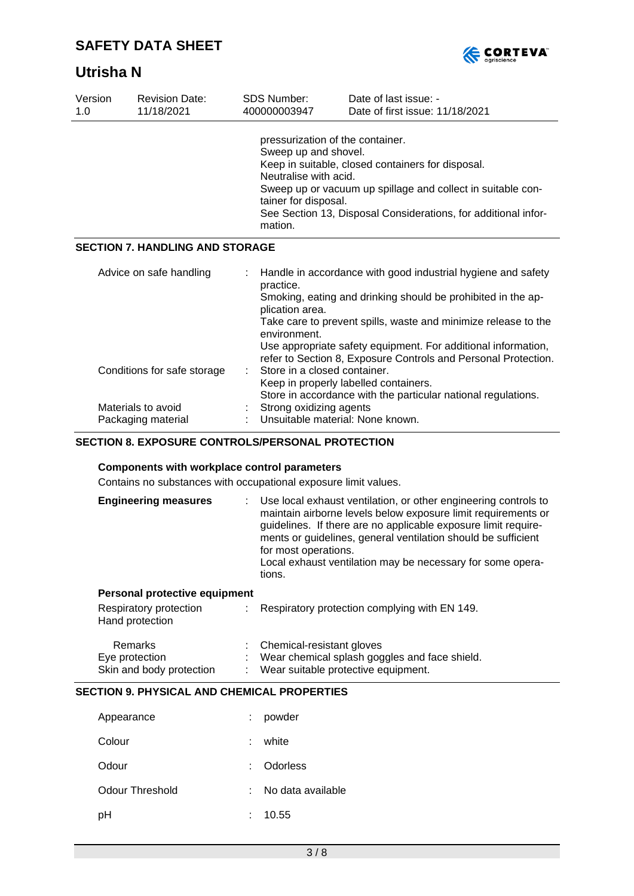pressurization of the container.
Sweep up and shovel.
Keep in suitable, closed containers for disposal.
Neutralise with acid.
Sweep up or vacuum up spillage and collect in suitable container for disposal.
See Section 13, Disposal Considerations, for additional information.

## SECTION 7. HANDLING AND STORAGE

| | | |
|---|---|---|
| Advice on safe handling | : | Handle in accordance with good industrial hygiene and safety practice. Smoking, eating and drinking should be prohibited in the application area. Take care to prevent spills, waste and minimize release to the environment. Use appropriate safety equipment. For additional information, refer to Section 8, Exposure Controls and Personal Protection. |
| Conditions for safe storage | : | Store in a closed container. Keep in properly labelled containers. Store in accordance with the particular national regulations. |
| Materials to avoid | : | Strong oxidizing agents |
| Packaging material | : | Unsuitable material: None known. |

## SECTION 8. EXPOSURE CONTROLS/PERSONAL PROTECTION

**Components with workplace control parameters**

Contains no substances with occupational exposure limit values.

| | | |
|---|---|---|
| **Engineering measures** | : | Use local exhaust ventilation, or other engineering controls to maintain airborne levels below exposure limit requirements or guidelines. If there are no applicable exposure limit requirements or guidelines, general ventilation should be sufficient for most operations. Local exhaust ventilation may be necessary for some operations. |

**Personal protective equipment**

| | | |
|---|---|---|
| Respiratory protection | : | Respiratory protection complying with EN 149. |
| Hand protection | | |
| Remarks | : | Chemical-resistant gloves |
| Eye protection | : | Wear chemical splash goggles and face shield. |
| Skin and body protection | : | Wear suitable protective equipment. |

## SECTION 9. PHYSICAL AND CHEMICAL PROPERTIES

| | | |
|---|---|---|
| Appearance | : | powder |
| Colour | : | white |
| Odour | : | Odorless |
| Odour Threshold | : | No data available |
| pH | : | 10.55 |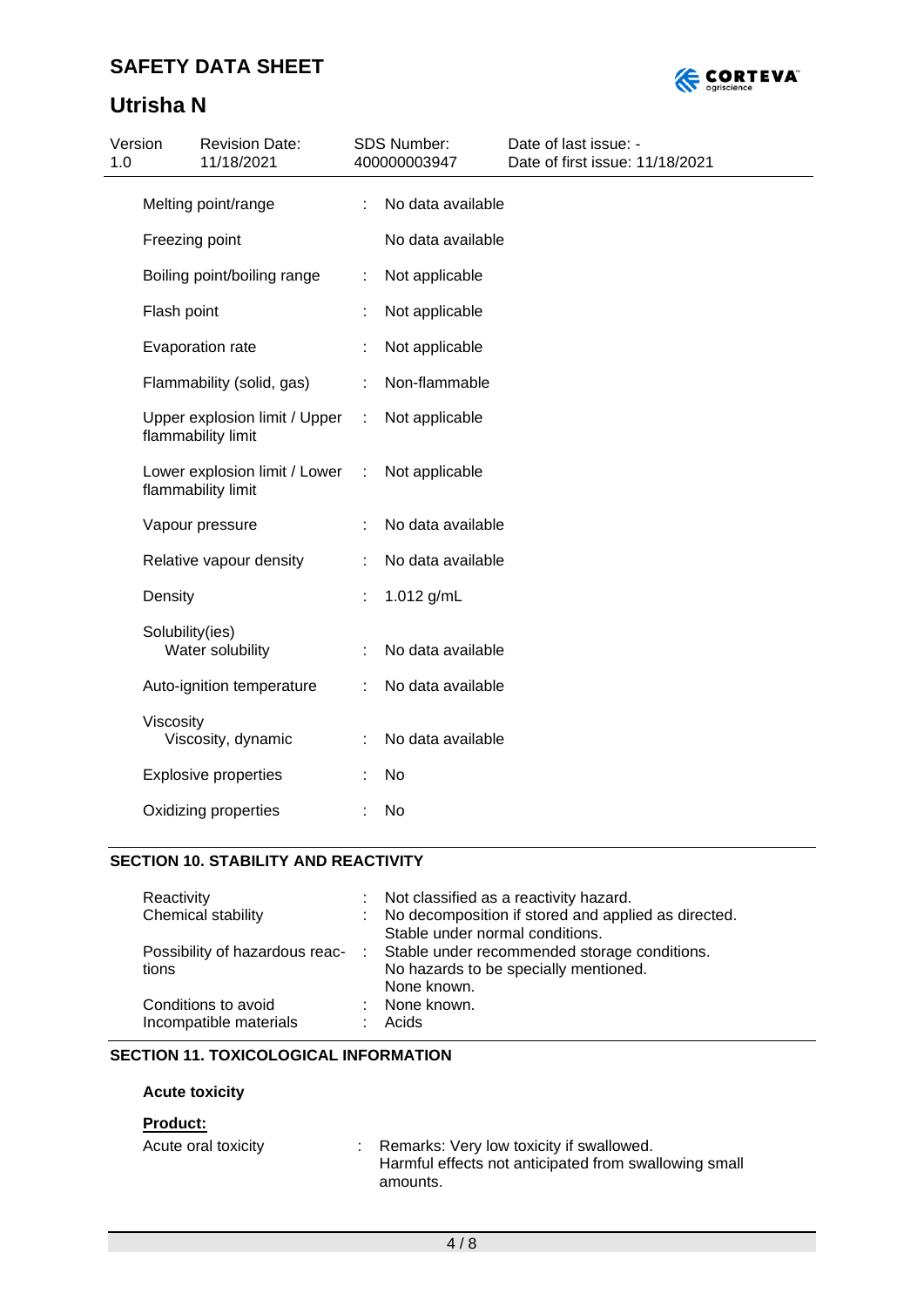| | | |
|---|---|---|
| Melting point/range | : | No data available |
| Freezing point | | No data available |
| Boiling point/boiling range | : | Not applicable |
| Flash point | : | Not applicable |
| Evaporation rate | : | Not applicable |
| Flammability (solid, gas) | : | Non-flammable |
| Upper explosion limit / Upper flammability limit | : | Not applicable |
| Lower explosion limit / Lower flammability limit | : | Not applicable |
| Vapour pressure | : | No data available |
| Relative vapour density | : | No data available |
| Density | : | 1.012 g/mL |
| Solubility(ies) Water solubility | : | No data available |
| Auto-ignition temperature | : | No data available |
| Viscosity Viscosity, dynamic | : | No data available |
| Explosive properties | : | No |
| Oxidizing properties | : | No |

## SECTION 10. STABILITY AND REACTIVITY

| | | |
|---|---|---|
| Reactivity | : | Not classified as a reactivity hazard. |
| Chemical stability | : | No decomposition if stored and applied as directed. Stable under normal conditions. |
| Possibility of hazardous reactions | : | Stable under recommended storage conditions. No hazards to be specially mentioned. None known. |
| Conditions to avoid | : | None known. |
| Incompatible materials | : | Acids |

## SECTION 11. TOXICOLOGICAL INFORMATION

### Acute toxicity

**Product:**

Acute oral toxicity : Remarks: Very low toxicity if swallowed. Harmful effects not anticipated from swallowing small amounts.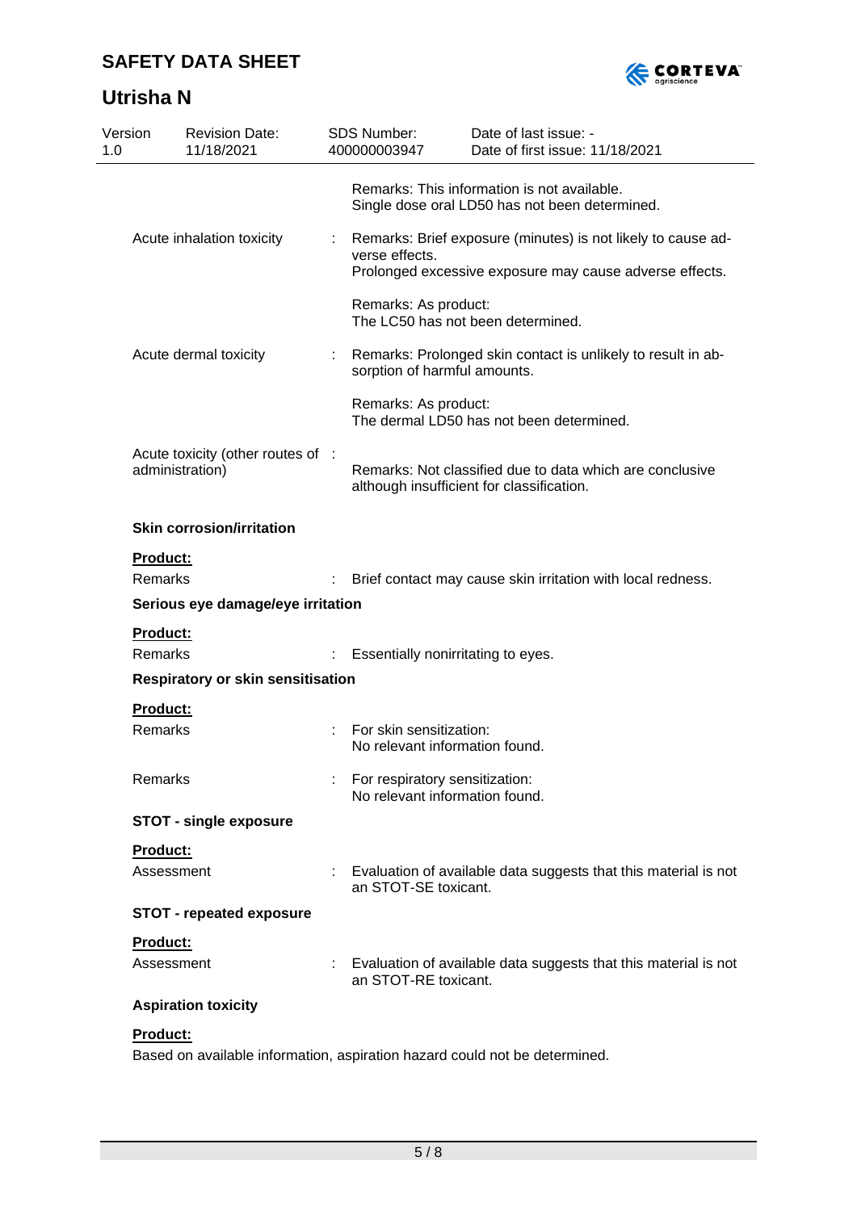Remarks: This information is not available.
Single dose oral LD50 has not been determined.

Acute inhalation toxicity : Remarks: Brief exposure (minutes) is not likely to cause adverse effects.
Prolonged excessive exposure may cause adverse effects.

Remarks: As product:
The LC50 has not been determined.

Acute dermal toxicity : Remarks: Prolonged skin contact is unlikely to result in absorption of harmful amounts.

Remarks: As product:
The dermal LD50 has not been determined.

Acute toxicity (other routes of administration) : Remarks: Not classified due to data which are conclusive although insufficient for classification.

**Skin corrosion/irritation**

**Product:**

Remarks : Brief contact may cause skin irritation with local redness.

**Serious eye damage/eye irritation**

**Product:**

Remarks : Essentially nonirritating to eyes.

**Respiratory or skin sensitisation**

**Product:**

Remarks : For skin sensitization:
No relevant information found.

Remarks : For respiratory sensitization:
No relevant information found.

**STOT - single exposure**

**Product:**

Assessment : Evaluation of available data suggests that this material is not an STOT-SE toxicant.

**STOT - repeated exposure**

**Product:**

Assessment : Evaluation of available data suggests that this material is not an STOT-RE toxicant.

**Aspiration toxicity**

**Product:**

Based on available information, aspiration hazard could not be determined.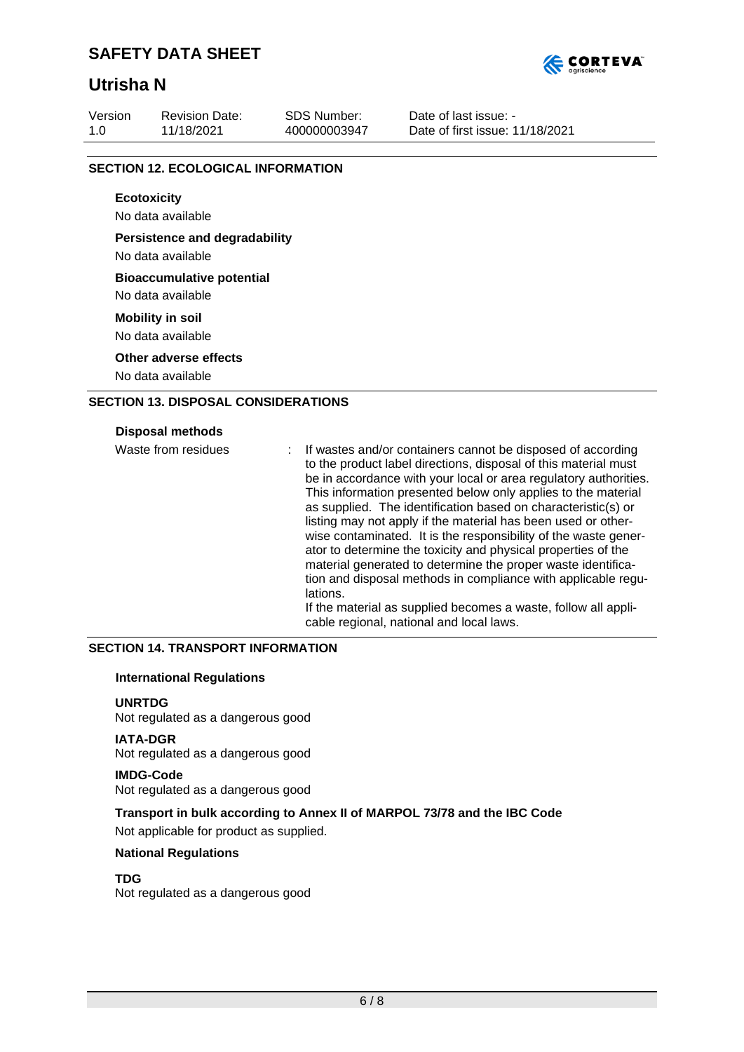## SECTION 12. ECOLOGICAL INFORMATION

**Ecotoxicity**

No data available

**Persistence and degradability**

No data available

**Bioaccumulative potential**

No data available

**Mobility in soil**

No data available

**Other adverse effects**

No data available

## SECTION 13. DISPOSAL CONSIDERATIONS

**Disposal methods**

Waste from residues : If wastes and/or containers cannot be disposed of according to the product label directions, disposal of this material must be in accordance with your local or area regulatory authorities. This information presented below only applies to the material as supplied. The identification based on characteristic(s) or listing may not apply if the material has been used or otherwise contaminated. It is the responsibility of the waste generator to determine the toxicity and physical properties of the material generated to determine the proper waste identification and disposal methods in compliance with applicable regulations.
If the material as supplied becomes a waste, follow all applicable regional, national and local laws.

## SECTION 14. TRANSPORT INFORMATION

**International Regulations**

**UNRTDG**
Not regulated as a dangerous good

**IATA-DGR**
Not regulated as a dangerous good

**IMDG-Code**
Not regulated as a dangerous good

**Transport in bulk according to Annex II of MARPOL 73/78 and the IBC Code**

Not applicable for product as supplied.

**National Regulations**

**TDG**
Not regulated as a dangerous good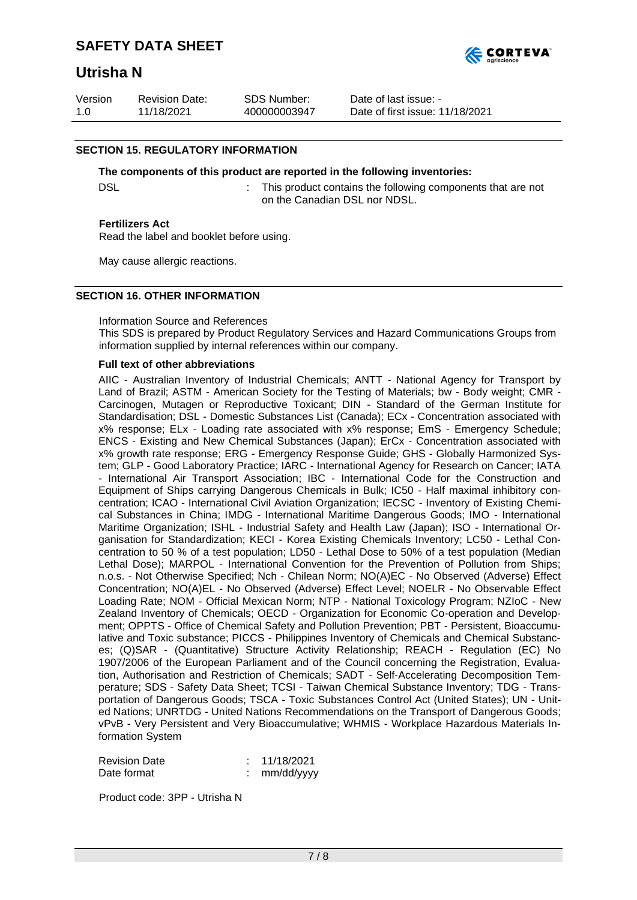## SECTION 15. REGULATORY INFORMATION

**The components of this product are reported in the following inventories:**

DSL : This product contains the following components that are not on the Canadian DSL nor NDSL.

**Fertilizers Act**

Read the label and booklet before using.

May cause allergic reactions.

## SECTION 16. OTHER INFORMATION

Information Source and References

This SDS is prepared by Product Regulatory Services and Hazard Communications Groups from information supplied by internal references within our company.

**Full text of other abbreviations**

AIIC - Australian Inventory of Industrial Chemicals; ANTT - National Agency for Transport by Land of Brazil; ASTM - American Society for the Testing of Materials; bw - Body weight; CMR - Carcinogen, Mutagen or Reproductive Toxicant; DIN - Standard of the German Institute for Standardisation; DSL - Domestic Substances List (Canada); ECx - Concentration associated with x% response; ELx - Loading rate associated with x% response; EmS - Emergency Schedule; ENCS - Existing and New Chemical Substances (Japan); ErCx - Concentration associated with x% growth rate response; ERG - Emergency Response Guide; GHS - Globally Harmonized System; GLP - Good Laboratory Practice; IARC - International Agency for Research on Cancer; IATA - International Air Transport Association; IBC - International Code for the Construction and Equipment of Ships carrying Dangerous Chemicals in Bulk; IC50 - Half maximal inhibitory concentration; ICAO - International Civil Aviation Organization; IECSC - Inventory of Existing Chemical Substances in China; IMDG - International Maritime Dangerous Goods; IMO - International Maritime Organization; ISHL - Industrial Safety and Health Law (Japan); ISO - International Organisation for Standardization; KECI - Korea Existing Chemicals Inventory; LC50 - Lethal Concentration to 50 % of a test population; LD50 - Lethal Dose to 50% of a test population (Median Lethal Dose); MARPOL - International Convention for the Prevention of Pollution from Ships; n.o.s. - Not Otherwise Specified; Nch - Chilean Norm; NO(A)EC - No Observed (Adverse) Effect Concentration; NO(A)EL - No Observed (Adverse) Effect Level; NOELR - No Observable Effect Loading Rate; NOM - Official Mexican Norm; NTP - National Toxicology Program; NZIoC - New Zealand Inventory of Chemicals; OECD - Organization for Economic Co-operation and Development; OPPTS - Office of Chemical Safety and Pollution Prevention; PBT - Persistent, Bioaccumulative and Toxic substance; PICCS - Philippines Inventory of Chemicals and Chemical Substances; (Q)SAR - (Quantitative) Structure Activity Relationship; REACH - Regulation (EC) No 1907/2006 of the European Parliament and of the Council concerning the Registration, Evaluation, Authorisation and Restriction of Chemicals; SADT - Self-Accelerating Decomposition Temperature; SDS - Safety Data Sheet; TCSI - Taiwan Chemical Substance Inventory; TDG - Transportation of Dangerous Goods; TSCA - Toxic Substances Control Act (United States); UN - United Nations; UNRTDG - United Nations Recommendations on the Transport of Dangerous Goods; vPvB - Very Persistent and Very Bioaccumulative; WHMIS - Workplace Hazardous Materials Information System

Revision Date : 11/18/2021
Date format : mm/dd/yyyy

Product code: 3PP - Utrisha N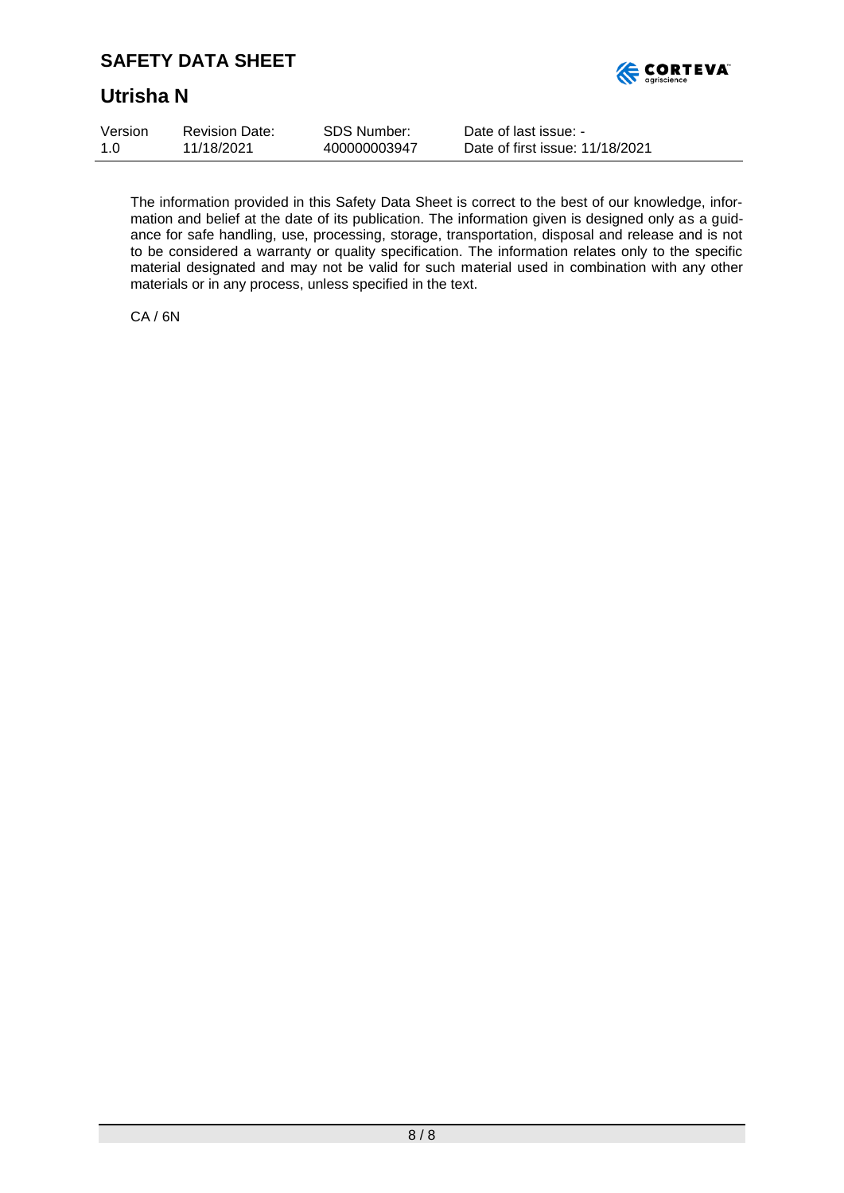The information provided in this Safety Data Sheet is correct to the best of our knowledge, information and belief at the date of its publication. The information given is designed only as a guidance for safe handling, use, processing, storage, transportation, disposal and release and is not to be considered a warranty or quality specification. The information relates only to the specific material designated and may not be valid for such material used in combination with any other materials or in any process, unless specified in the text.

CA / 6N